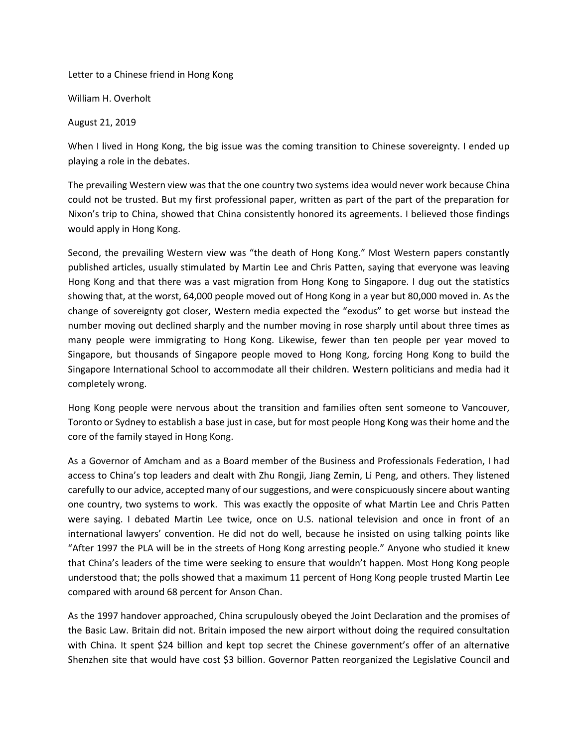Letter to a Chinese friend in Hong Kong

William H. Overholt

August 21, 2019

When I lived in Hong Kong, the big issue was the coming transition to Chinese sovereignty. I ended up playing a role in the debates.

The prevailing Western view was that the one country two systems idea would never work because China could not be trusted. But my first professional paper, written as part of the part of the preparation for Nixon's trip to China, showed that China consistently honored its agreements. I believed those findings would apply in Hong Kong.

Second, the prevailing Western view was "the death of Hong Kong." Most Western papers constantly published articles, usually stimulated by Martin Lee and Chris Patten, saying that everyone was leaving Hong Kong and that there was a vast migration from Hong Kong to Singapore. I dug out the statistics showing that, at the worst, 64,000 people moved out of Hong Kong in a year but 80,000 moved in. As the change of sovereignty got closer, Western media expected the "exodus" to get worse but instead the number moving out declined sharply and the number moving in rose sharply until about three times as many people were immigrating to Hong Kong. Likewise, fewer than ten people per year moved to Singapore, but thousands of Singapore people moved to Hong Kong, forcing Hong Kong to build the Singapore International School to accommodate all their children. Western politicians and media had it completely wrong.

Hong Kong people were nervous about the transition and families often sent someone to Vancouver, Toronto or Sydney to establish a base just in case, but for most people Hong Kong was their home and the core of the family stayed in Hong Kong.

As a Governor of Amcham and as a Board member of the Business and Professionals Federation, I had access to China's top leaders and dealt with Zhu Rongji, Jiang Zemin, Li Peng, and others. They listened carefully to our advice, accepted many of our suggestions, and were conspicuously sincere about wanting one country, two systems to work. This was exactly the opposite of what Martin Lee and Chris Patten were saying. I debated Martin Lee twice, once on U.S. national television and once in front of an international lawyers' convention. He did not do well, because he insisted on using talking points like "After 1997 the PLA will be in the streets of Hong Kong arresting people." Anyone who studied it knew that China's leaders of the time were seeking to ensure that wouldn't happen. Most Hong Kong people understood that; the polls showed that a maximum 11 percent of Hong Kong people trusted Martin Lee compared with around 68 percent for Anson Chan.

As the 1997 handover approached, China scrupulously obeyed the Joint Declaration and the promises of the Basic Law. Britain did not. Britain imposed the new airport without doing the required consultation with China. It spent $24 billion and kept top secret the Chinese government's offer of an alternative Shenzhen site that would have cost $3 billion. Governor Patten reorganized the Legislative Council and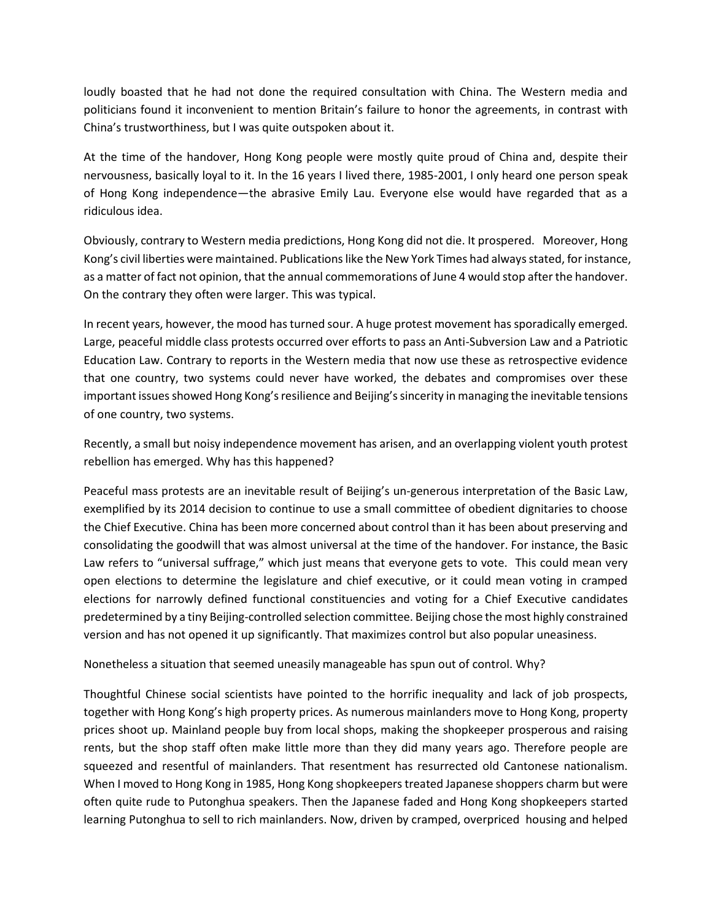loudly boasted that he had not done the required consultation with China. The Western media and politicians found it inconvenient to mention Britain's failure to honor the agreements, in contrast with China's trustworthiness, but I was quite outspoken about it.

At the time of the handover, Hong Kong people were mostly quite proud of China and, despite their nervousness, basically loyal to it. In the 16 years I lived there, 1985-2001, I only heard one person speak of Hong Kong independence—the abrasive Emily Lau. Everyone else would have regarded that as a ridiculous idea.

Obviously, contrary to Western media predictions, Hong Kong did not die. It prospered. Moreover, Hong Kong's civil liberties were maintained. Publications like the New York Times had always stated, for instance, as a matter of fact not opinion, that the annual commemorations of June 4 would stop after the handover. On the contrary they often were larger. This was typical.

In recent years, however, the mood has turned sour. A huge protest movement has sporadically emerged. Large, peaceful middle class protests occurred over efforts to pass an Anti-Subversion Law and a Patriotic Education Law. Contrary to reports in the Western media that now use these as retrospective evidence that one country, two systems could never have worked, the debates and compromises over these important issues showed Hong Kong's resilience and Beijing's sincerity in managing the inevitable tensions of one country, two systems.

Recently, a small but noisy independence movement has arisen, and an overlapping violent youth protest rebellion has emerged. Why has this happened?

Peaceful mass protests are an inevitable result of Beijing's un-generous interpretation of the Basic Law, exemplified by its 2014 decision to continue to use a small committee of obedient dignitaries to choose the Chief Executive. China has been more concerned about control than it has been about preserving and consolidating the goodwill that was almost universal at the time of the handover. For instance, the Basic Law refers to "universal suffrage," which just means that everyone gets to vote. This could mean very open elections to determine the legislature and chief executive, or it could mean voting in cramped elections for narrowly defined functional constituencies and voting for a Chief Executive candidates predetermined by a tiny Beijing-controlled selection committee. Beijing chose the most highly constrained version and has not opened it up significantly. That maximizes control but also popular uneasiness.

Nonetheless a situation that seemed uneasily manageable has spun out of control. Why?

Thoughtful Chinese social scientists have pointed to the horrific inequality and lack of job prospects, together with Hong Kong's high property prices. As numerous mainlanders move to Hong Kong, property prices shoot up. Mainland people buy from local shops, making the shopkeeper prosperous and raising rents, but the shop staff often make little more than they did many years ago. Therefore people are squeezed and resentful of mainlanders. That resentment has resurrected old Cantonese nationalism. When I moved to Hong Kong in 1985, Hong Kong shopkeepers treated Japanese shoppers charm but were often quite rude to Putonghua speakers. Then the Japanese faded and Hong Kong shopkeepers started learning Putonghua to sell to rich mainlanders. Now, driven by cramped, overpriced housing and helped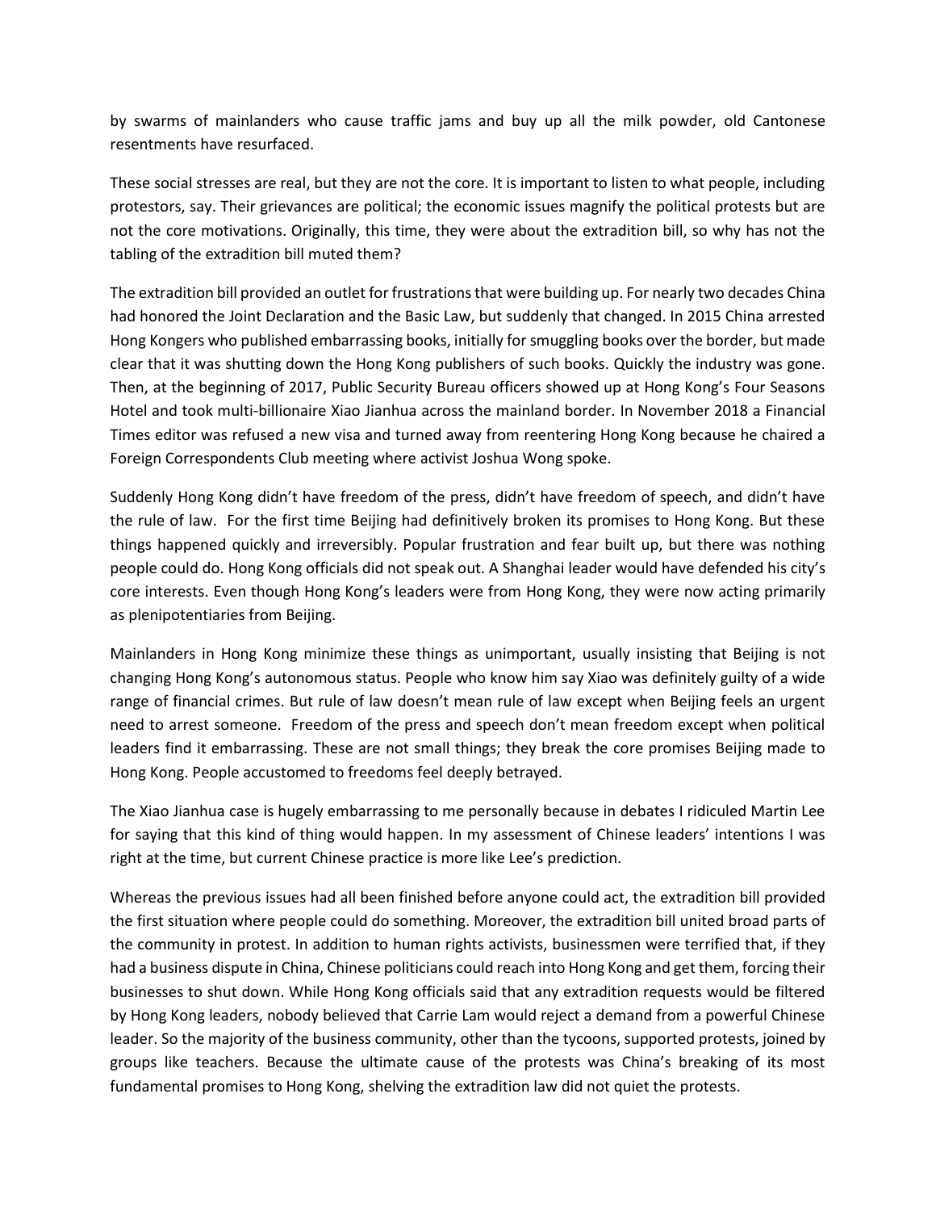by swarms of mainlanders who cause traffic jams and buy up all the milk powder, old Cantonese resentments have resurfaced.

These social stresses are real, but they are not the core. It is important to listen to what people, including protestors, say. Their grievances are political; the economic issues magnify the political protests but are not the core motivations. Originally, this time, they were about the extradition bill, so why has not the tabling of the extradition bill muted them?

The extradition bill provided an outlet for frustrations that were building up. For nearly two decades China had honored the Joint Declaration and the Basic Law, but suddenly that changed. In 2015 China arrested Hong Kongers who published embarrassing books, initially for smuggling books over the border, but made clear that it was shutting down the Hong Kong publishers of such books. Quickly the industry was gone. Then, at the beginning of 2017, Public Security Bureau officers showed up at Hong Kong's Four Seasons Hotel and took multi-billionaire Xiao Jianhua across the mainland border. In November 2018 a Financial Times editor was refused a new visa and turned away from reentering Hong Kong because he chaired a Foreign Correspondents Club meeting where activist Joshua Wong spoke.

Suddenly Hong Kong didn't have freedom of the press, didn't have freedom of speech, and didn't have the rule of law. For the first time Beijing had definitively broken its promises to Hong Kong. But these things happened quickly and irreversibly. Popular frustration and fear built up, but there was nothing people could do. Hong Kong officials did not speak out. A Shanghai leader would have defended his city's core interests. Even though Hong Kong's leaders were from Hong Kong, they were now acting primarily as plenipotentiaries from Beijing.

Mainlanders in Hong Kong minimize these things as unimportant, usually insisting that Beijing is not changing Hong Kong's autonomous status. People who know him say Xiao was definitely guilty of a wide range of financial crimes. But rule of law doesn't mean rule of law except when Beijing feels an urgent need to arrest someone. Freedom of the press and speech don't mean freedom except when political leaders find it embarrassing. These are not small things; they break the core promises Beijing made to Hong Kong. People accustomed to freedoms feel deeply betrayed.

The Xiao Jianhua case is hugely embarrassing to me personally because in debates I ridiculed Martin Lee for saying that this kind of thing would happen. In my assessment of Chinese leaders' intentions I was right at the time, but current Chinese practice is more like Lee's prediction.

Whereas the previous issues had all been finished before anyone could act, the extradition bill provided the first situation where people could do something. Moreover, the extradition bill united broad parts of the community in protest. In addition to human rights activists, businessmen were terrified that, if they had a business dispute in China, Chinese politicians could reach into Hong Kong and get them, forcing their businesses to shut down. While Hong Kong officials said that any extradition requests would be filtered by Hong Kong leaders, nobody believed that Carrie Lam would reject a demand from a powerful Chinese leader. So the majority of the business community, other than the tycoons, supported protests, joined by groups like teachers. Because the ultimate cause of the protests was China's breaking of its most fundamental promises to Hong Kong, shelving the extradition law did not quiet the protests.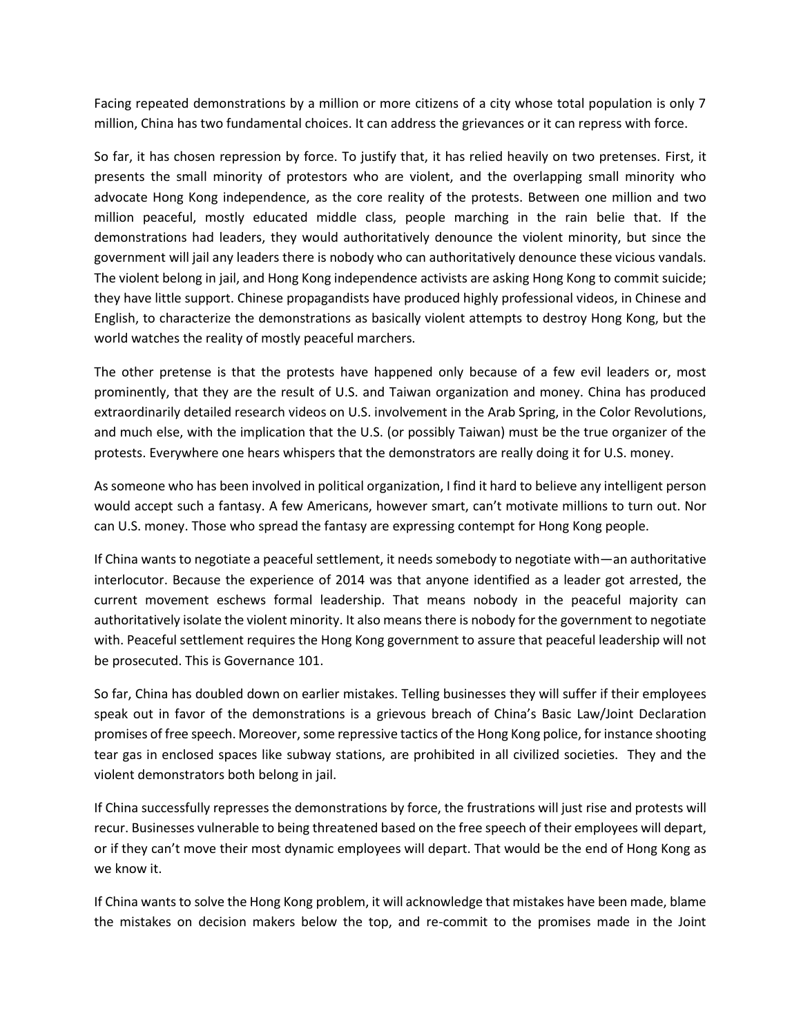Facing repeated demonstrations by a million or more citizens of a city whose total population is only 7 million, China has two fundamental choices. It can address the grievances or it can repress with force.

So far, it has chosen repression by force. To justify that, it has relied heavily on two pretenses. First, it presents the small minority of protestors who are violent, and the overlapping small minority who advocate Hong Kong independence, as the core reality of the protests. Between one million and two million peaceful, mostly educated middle class, people marching in the rain belie that. If the demonstrations had leaders, they would authoritatively denounce the violent minority, but since the government will jail any leaders there is nobody who can authoritatively denounce these vicious vandals. The violent belong in jail, and Hong Kong independence activists are asking Hong Kong to commit suicide; they have little support. Chinese propagandists have produced highly professional videos, in Chinese and English, to characterize the demonstrations as basically violent attempts to destroy Hong Kong, but the world watches the reality of mostly peaceful marchers.

The other pretense is that the protests have happened only because of a few evil leaders or, most prominently, that they are the result of U.S. and Taiwan organization and money. China has produced extraordinarily detailed research videos on U.S. involvement in the Arab Spring, in the Color Revolutions, and much else, with the implication that the U.S. (or possibly Taiwan) must be the true organizer of the protests. Everywhere one hears whispers that the demonstrators are really doing it for U.S. money.

As someone who has been involved in political organization, I find it hard to believe any intelligent person would accept such a fantasy. A few Americans, however smart, can't motivate millions to turn out. Nor can U.S. money. Those who spread the fantasy are expressing contempt for Hong Kong people.

If China wants to negotiate a peaceful settlement, it needs somebody to negotiate with—an authoritative interlocutor. Because the experience of 2014 was that anyone identified as a leader got arrested, the current movement eschews formal leadership. That means nobody in the peaceful majority can authoritatively isolate the violent minority. It also means there is nobody for the government to negotiate with. Peaceful settlement requires the Hong Kong government to assure that peaceful leadership will not be prosecuted. This is Governance 101.

So far, China has doubled down on earlier mistakes. Telling businesses they will suffer if their employees speak out in favor of the demonstrations is a grievous breach of China's Basic Law/Joint Declaration promises of free speech. Moreover, some repressive tactics of the Hong Kong police, for instance shooting tear gas in enclosed spaces like subway stations, are prohibited in all civilized societies. They and the violent demonstrators both belong in jail.

If China successfully represses the demonstrations by force, the frustrations will just rise and protests will recur. Businesses vulnerable to being threatened based on the free speech of their employees will depart, or if they can't move their most dynamic employees will depart. That would be the end of Hong Kong as we know it.

If China wants to solve the Hong Kong problem, it will acknowledge that mistakes have been made, blame the mistakes on decision makers below the top, and re-commit to the promises made in the Joint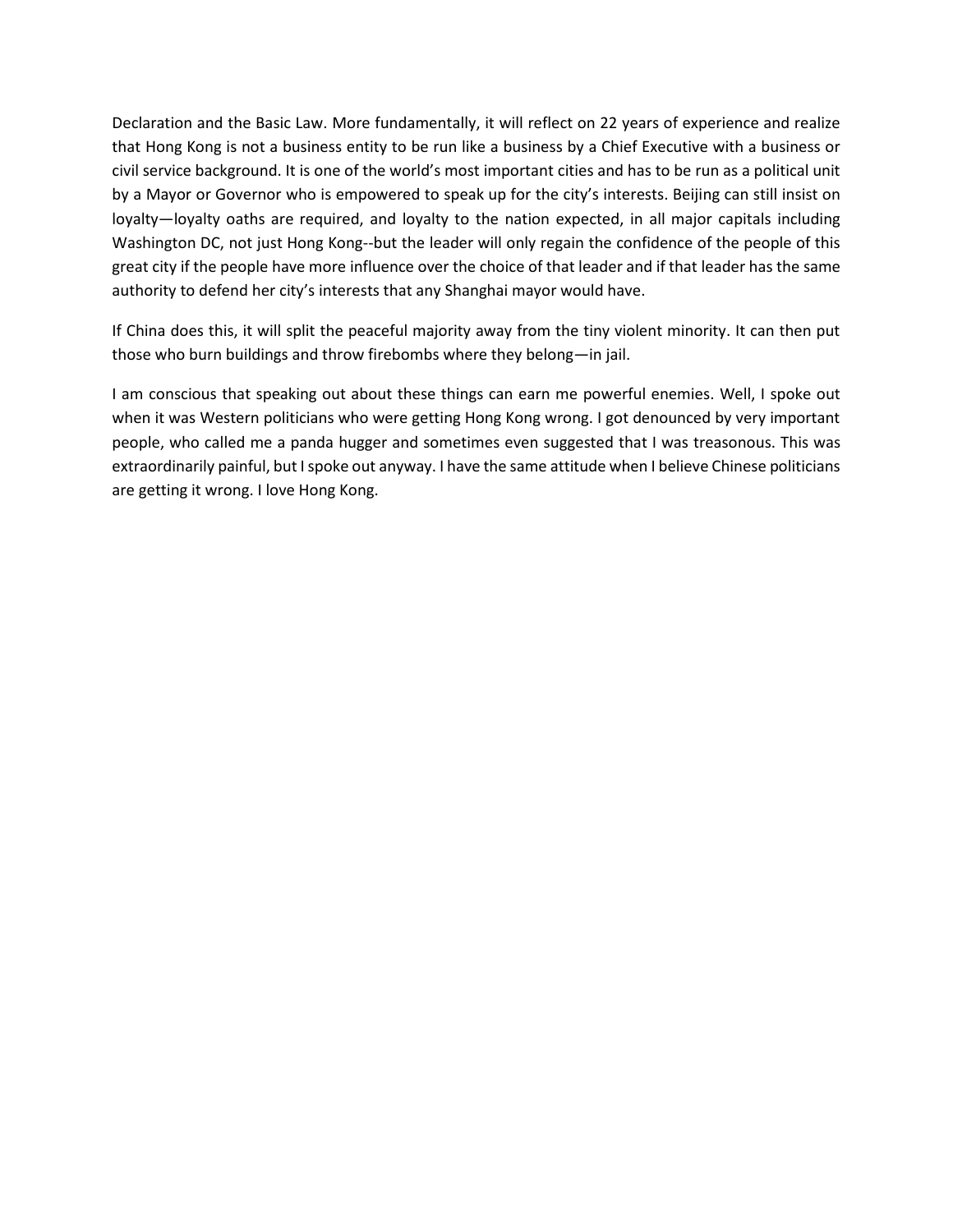Declaration and the Basic Law. More fundamentally, it will reflect on 22 years of experience and realize that Hong Kong is not a business entity to be run like a business by a Chief Executive with a business or civil service background. It is one of the world's most important cities and has to be run as a political unit by a Mayor or Governor who is empowered to speak up for the city's interests. Beijing can still insist on loyalty—loyalty oaths are required, and loyalty to the nation expected, in all major capitals including Washington DC, not just Hong Kong--but the leader will only regain the confidence of the people of this great city if the people have more influence over the choice of that leader and if that leader has the same authority to defend her city's interests that any Shanghai mayor would have.

If China does this, it will split the peaceful majority away from the tiny violent minority. It can then put those who burn buildings and throw firebombs where they belong—in jail.

I am conscious that speaking out about these things can earn me powerful enemies. Well, I spoke out when it was Western politicians who were getting Hong Kong wrong. I got denounced by very important people, who called me a panda hugger and sometimes even suggested that I was treasonous. This was extraordinarily painful, but I spoke out anyway. I have the same attitude when I believe Chinese politicians are getting it wrong. I love Hong Kong.